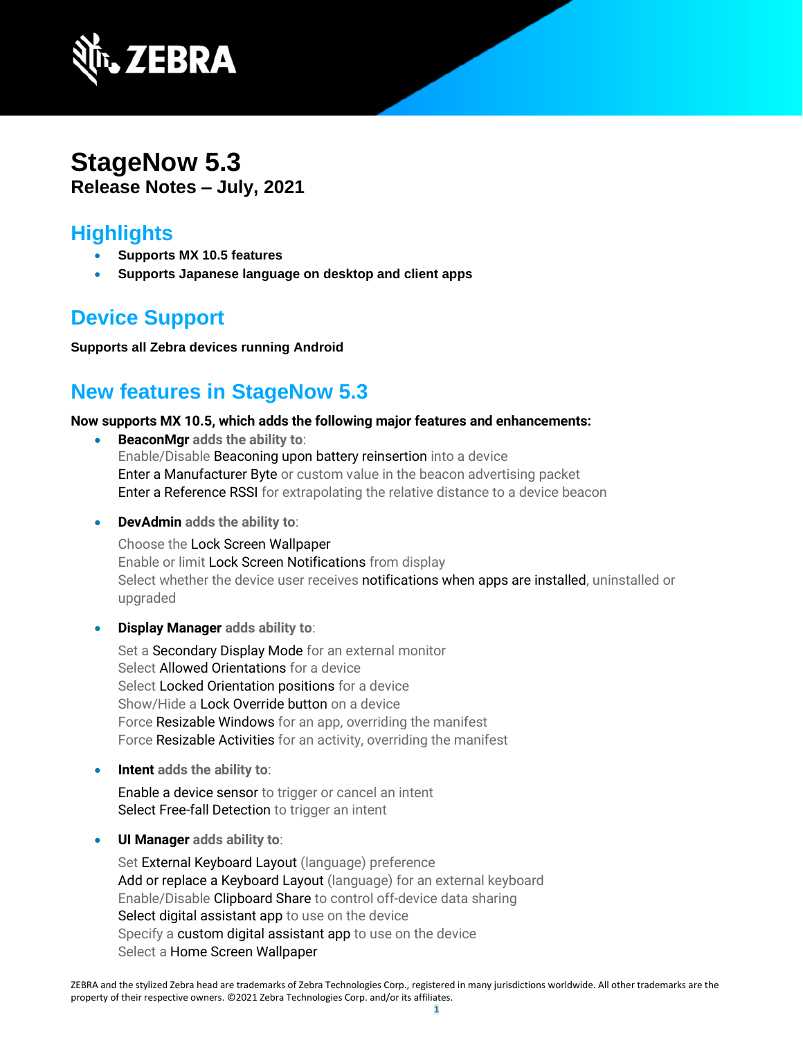# StageNow 5.3

**Release Notes – July, 2021**

## Highlights

- **Supports MX 10.5 features**
- **Supports Japanese language on desktop and client apps**

## Device Support

**Supports all Zebra devices running Android**

## New features in StageNow 5.3

**Now supports MX 10.5, which adds the following major features and enhancements:**

- **BeaconMgr adds the ability to**:
  Enable/Disable Beaconing upon battery reinsertion into a device
  Enter a Manufacturer Byte or custom value in the beacon advertising packet
  Enter a Reference RSSI for extrapolating the relative distance to a device beacon

- **DevAdmin adds the ability to**:

  Choose the Lock Screen Wallpaper
  Enable or limit Lock Screen Notifications from display
  Select whether the device user receives notifications when apps are installed, uninstalled or upgraded

- **Display Manager adds ability to**:

  Set a Secondary Display Mode for an external monitor
  Select Allowed Orientations for a device
  Select Locked Orientation positions for a device
  Show/Hide a Lock Override button on a device
  Force Resizable Windows for an app, overriding the manifest
  Force Resizable Activities for an activity, overriding the manifest

- **Intent adds the ability to**:

  Enable a device sensor to trigger or cancel an intent
  Select Free-fall Detection to trigger an intent

- **UI Manager adds ability to**:

  Set External Keyboard Layout (language) preference
  Add or replace a Keyboard Layout (language) for an external keyboard
  Enable/Disable Clipboard Share to control off-device data sharing
  Select digital assistant app to use on the device
  Specify a custom digital assistant app to use on the device
  Select a Home Screen Wallpaper

ZEBRA and the stylized Zebra head are trademarks of Zebra Technologies Corp., registered in many jurisdictions worldwide. All other trademarks are the property of their respective owners. ©2021 Zebra Technologies Corp. and/or its affiliates.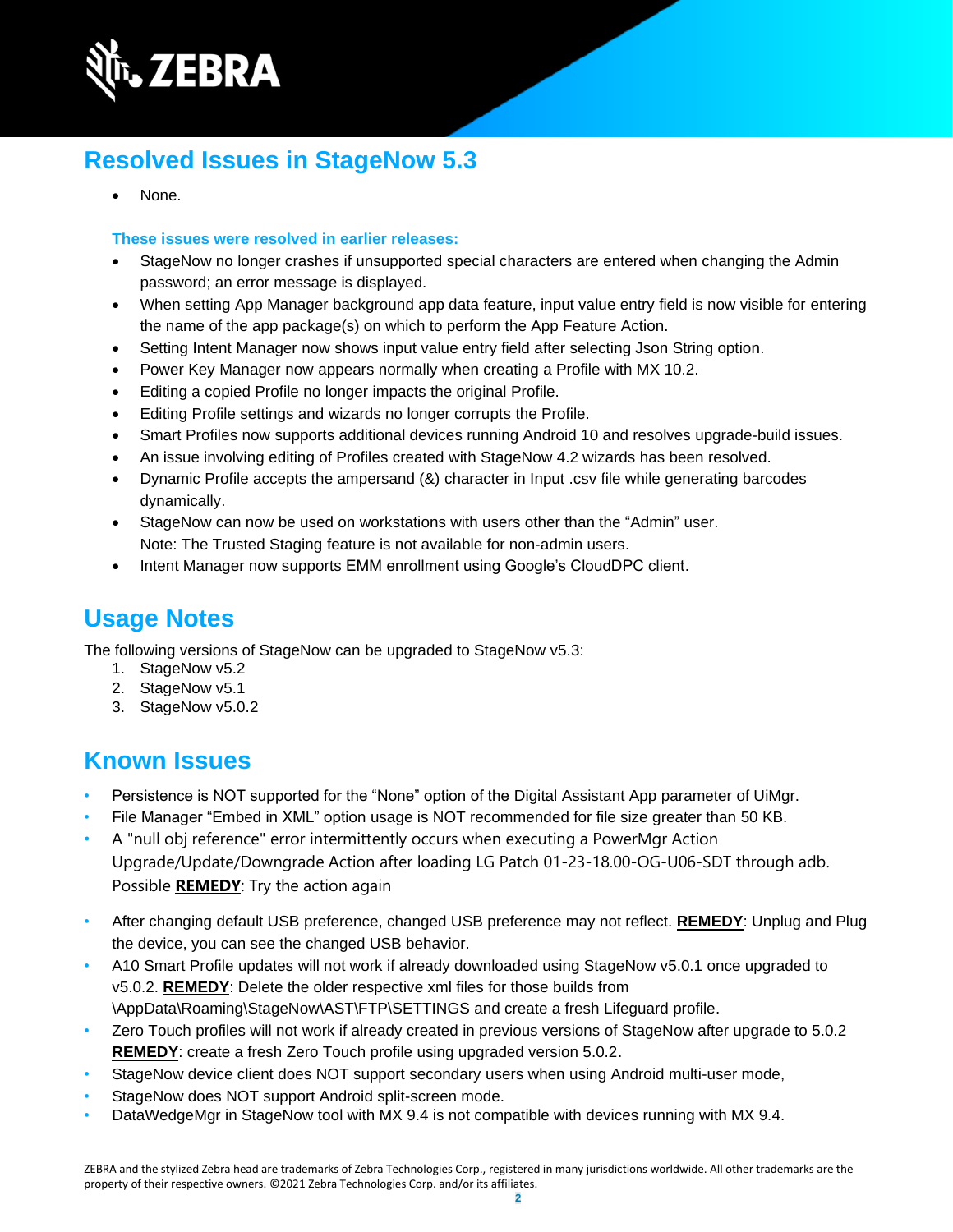## Resolved Issues in StageNow 5.3

- None.

**These issues were resolved in earlier releases:**

- StageNow no longer crashes if unsupported special characters are entered when changing the Admin password; an error message is displayed.
- When setting App Manager background app data feature, input value entry field is now visible for entering the name of the app package(s) on which to perform the App Feature Action.
- Setting Intent Manager now shows input value entry field after selecting Json String option.
- Power Key Manager now appears normally when creating a Profile with MX 10.2.
- Editing a copied Profile no longer impacts the original Profile.
- Editing Profile settings and wizards no longer corrupts the Profile.
- Smart Profiles now supports additional devices running Android 10 and resolves upgrade-build issues.
- An issue involving editing of Profiles created with StageNow 4.2 wizards has been resolved.
- Dynamic Profile accepts the ampersand (&) character in Input .csv file while generating barcodes dynamically.
- StageNow can now be used on workstations with users other than the "Admin" user.
  Note: The Trusted Staging feature is not available for non-admin users.
- Intent Manager now supports EMM enrollment using Google's CloudDPC client.

## Usage Notes

The following versions of StageNow can be upgraded to StageNow v5.3:

1. StageNow v5.2
2. StageNow v5.1
3. StageNow v5.0.2

## Known Issues

- Persistence is NOT supported for the "None" option of the Digital Assistant App parameter of UiMgr.
- File Manager "Embed in XML" option usage is NOT recommended for file size greater than 50 KB.
- A "null obj reference" error intermittently occurs when executing a PowerMgr Action Upgrade/Update/Downgrade Action after loading LG Patch 01-23-18.00-OG-U06-SDT through adb. Possible **REMEDY**: Try the action again
- After changing default USB preference, changed USB preference may not reflect. **REMEDY**: Unplug and Plug the device, you can see the changed USB behavior.
- A10 Smart Profile updates will not work if already downloaded using StageNow v5.0.1 once upgraded to v5.0.2. **REMEDY**: Delete the older respective xml files for those builds from \AppData\Roaming\StageNow\AST\FTP\SETTINGS and create a fresh Lifeguard profile.
- Zero Touch profiles will not work if already created in previous versions of StageNow after upgrade to 5.0.2 **REMEDY**: create a fresh Zero Touch profile using upgraded version 5.0.2.
- StageNow device client does NOT support secondary users when using Android multi-user mode,
- StageNow does NOT support Android split-screen mode.
- DataWedgeMgr in StageNow tool with MX 9.4 is not compatible with devices running with MX 9.4.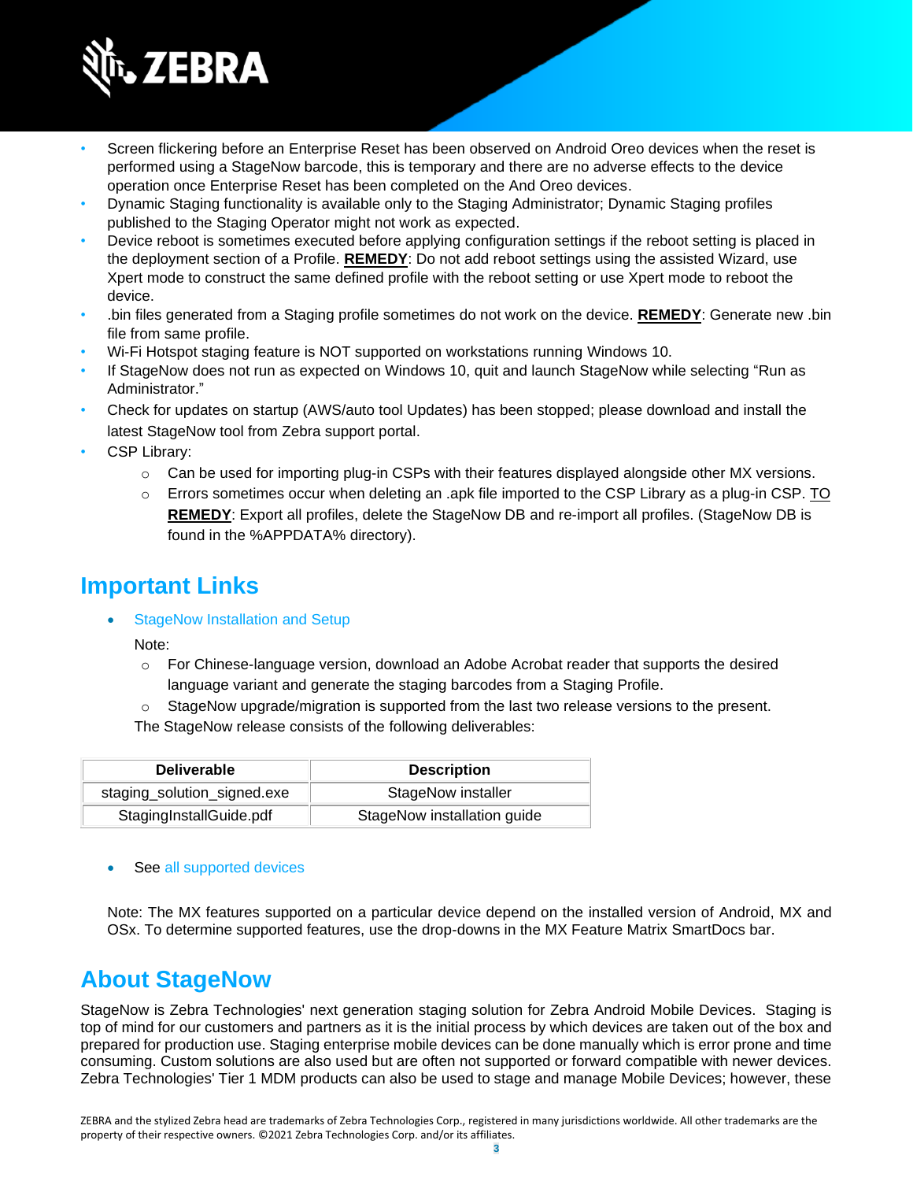- Screen flickering before an Enterprise Reset has been observed on Android Oreo devices when the reset is performed using a StageNow barcode, this is temporary and there are no adverse effects to the device operation once Enterprise Reset has been completed on the And Oreo devices.
- Dynamic Staging functionality is available only to the Staging Administrator; Dynamic Staging profiles published to the Staging Operator might not work as expected.
- Device reboot is sometimes executed before applying configuration settings if the reboot setting is placed in the deployment section of a Profile. **REMEDY**: Do not add reboot settings using the assisted Wizard, use Xpert mode to construct the same defined profile with the reboot setting or use Xpert mode to reboot the device.
- .bin files generated from a Staging profile sometimes do not work on the device. **REMEDY**: Generate new .bin file from same profile.
- Wi-Fi Hotspot staging feature is NOT supported on workstations running Windows 10.
- If StageNow does not run as expected on Windows 10, quit and launch StageNow while selecting "Run as Administrator."
- Check for updates on startup (AWS/auto tool Updates) has been stopped; please download and install the latest StageNow tool from Zebra support portal.
- CSP Library:
  - Can be used for importing plug-in CSPs with their features displayed alongside other MX versions.
  - Errors sometimes occur when deleting an .apk file imported to the CSP Library as a plug-in CSP. TO **REMEDY**: Export all profiles, delete the StageNow DB and re-import all profiles. (StageNow DB is found in the %APPDATA% directory).

## Important Links

- StageNow Installation and Setup

  Note:
  - For Chinese-language version, download an Adobe Acrobat reader that supports the desired language variant and generate the staging barcodes from a Staging Profile.
  - StageNow upgrade/migration is supported from the last two release versions to the present.

  The StageNow release consists of the following deliverables:

| Deliverable | Description |
|---|---|
| staging_solution_signed.exe | StageNow installer |
| StagingInstallGuide.pdf | StageNow installation guide |

- See all supported devices

Note: The MX features supported on a particular device depend on the installed version of Android, MX and OSx. To determine supported features, use the drop-downs in the MX Feature Matrix SmartDocs bar.

## About StageNow

StageNow is Zebra Technologies' next generation staging solution for Zebra Android Mobile Devices. Staging is top of mind for our customers and partners as it is the initial process by which devices are taken out of the box and prepared for production use. Staging enterprise mobile devices can be done manually which is error prone and time consuming. Custom solutions are also used but are often not supported or forward compatible with newer devices. Zebra Technologies' Tier 1 MDM products can also be used to stage and manage Mobile Devices; however, these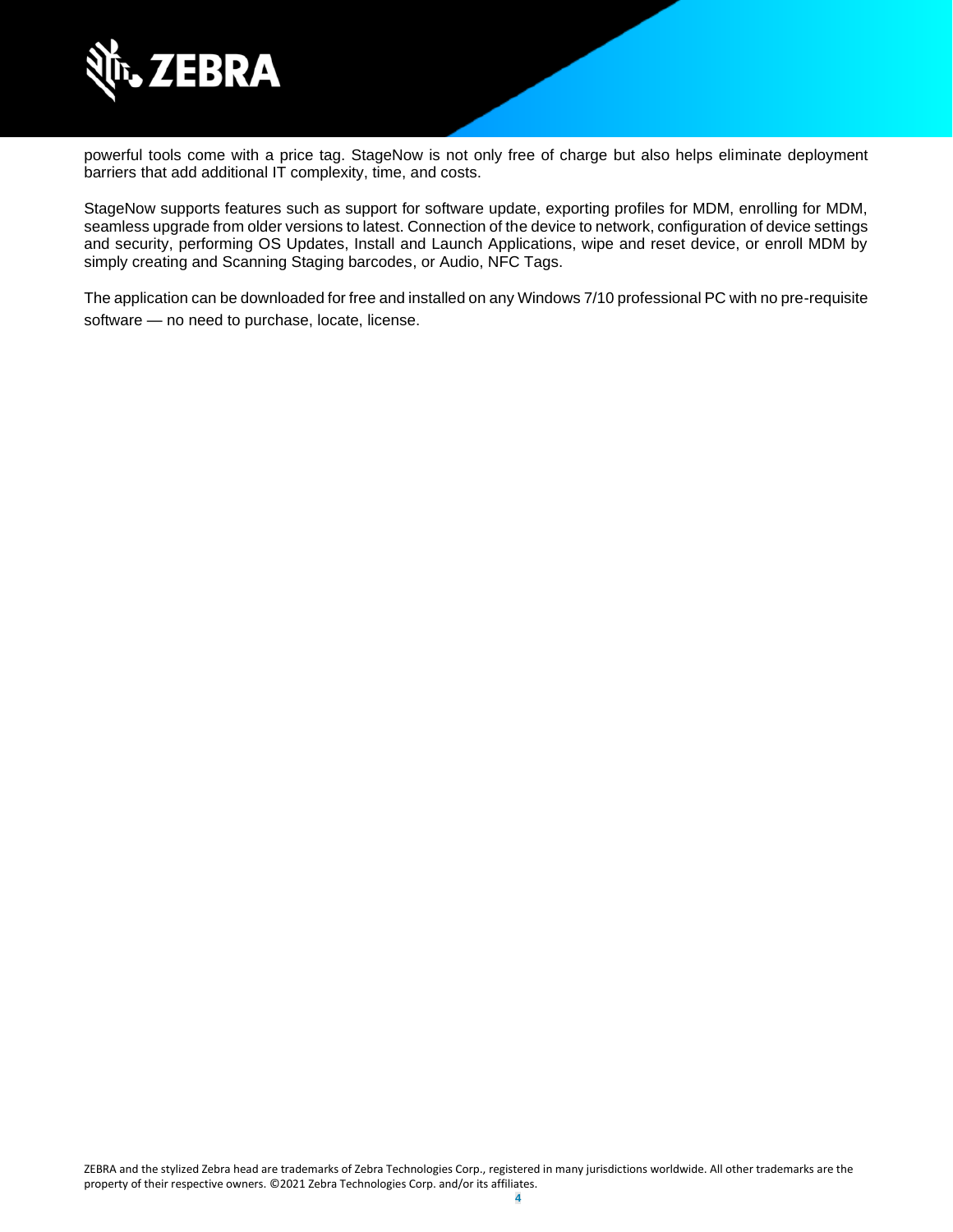powerful tools come with a price tag. StageNow is not only free of charge but also helps eliminate deployment barriers that add additional IT complexity, time, and costs.

StageNow supports features such as support for software update, exporting profiles for MDM, enrolling for MDM, seamless upgrade from older versions to latest. Connection of the device to network, configuration of device settings and security, performing OS Updates, Install and Launch Applications, wipe and reset device, or enroll MDM by simply creating and Scanning Staging barcodes, or Audio, NFC Tags.

The application can be downloaded for free and installed on any Windows 7/10 professional PC with no pre-requisite software — no need to purchase, locate, license.